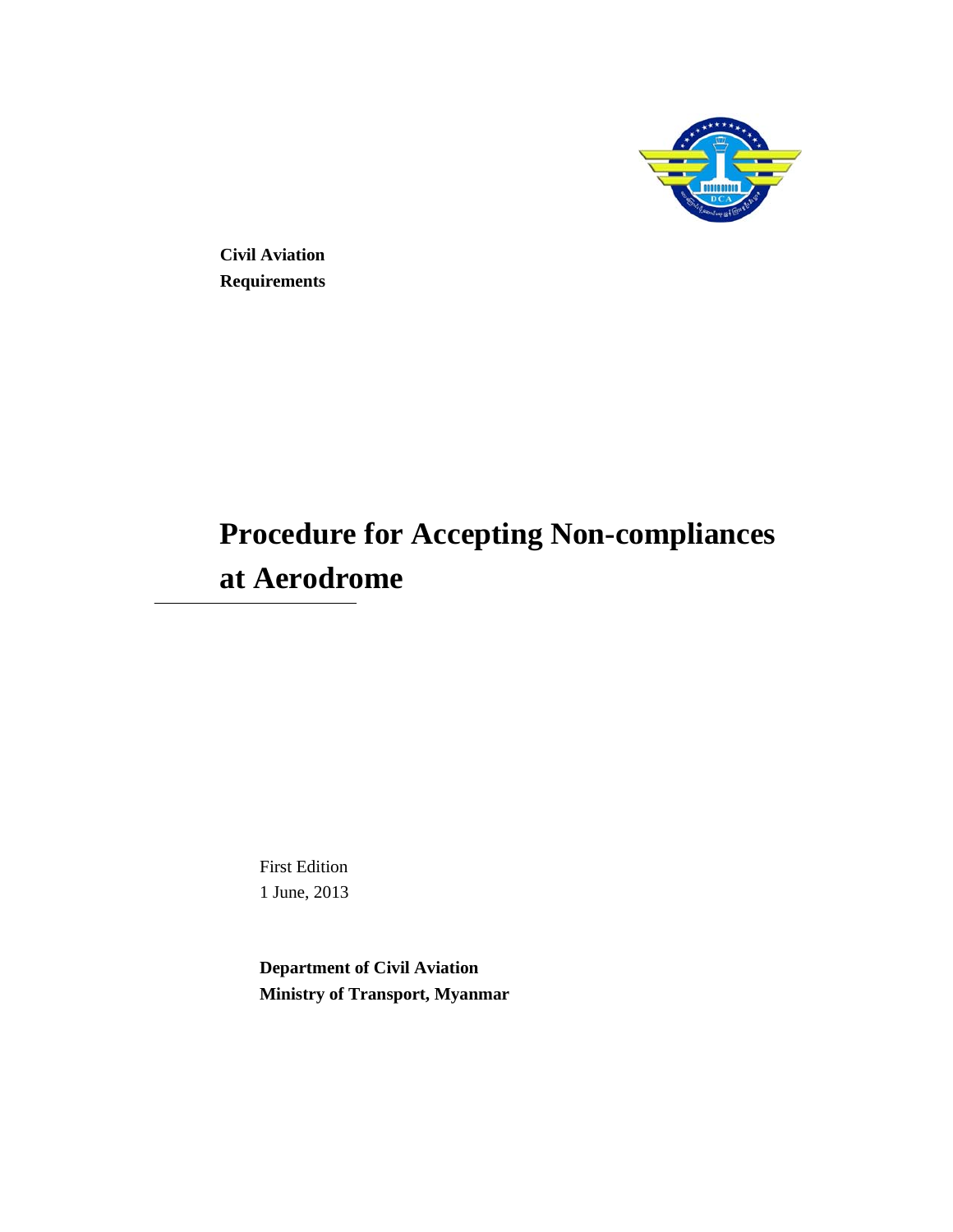**Civil Aviation Requirements**

# Procedure for Accepting Non-compliances at Aerodrome

First Edition
1 June, 2013

**Department of Civil Aviation**
**Ministry of Transport, Myanmar**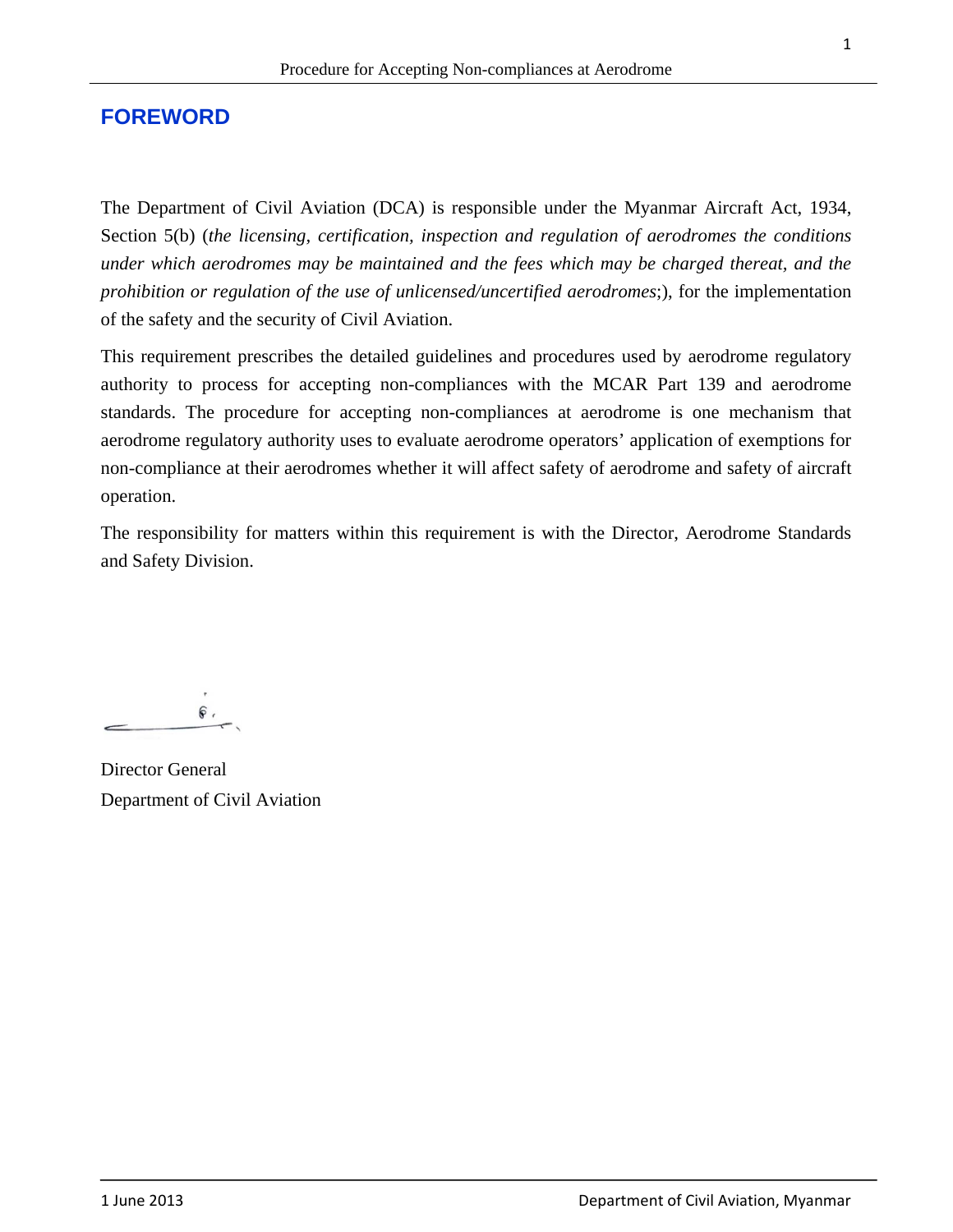# FOREWORD

The Department of Civil Aviation (DCA) is responsible under the Myanmar Aircraft Act, 1934, Section 5(b) (*the licensing, certification, inspection and regulation of aerodromes the conditions under which aerodromes may be maintained and the fees which may be charged thereat, and the prohibition or regulation of the use of unlicensed/uncertified aerodromes*;), for the implementation of the safety and the security of Civil Aviation.

This requirement prescribes the detailed guidelines and procedures used by aerodrome regulatory authority to process for accepting non-compliances with the MCAR Part 139 and aerodrome standards. The procedure for accepting non-compliances at aerodrome is one mechanism that aerodrome regulatory authority uses to evaluate aerodrome operators' application of exemptions for non-compliance at their aerodromes whether it will affect safety of aerodrome and safety of aircraft operation.

The responsibility for matters within this requirement is with the Director, Aerodrome Standards and Safety Division.

Director General
Department of Civil Aviation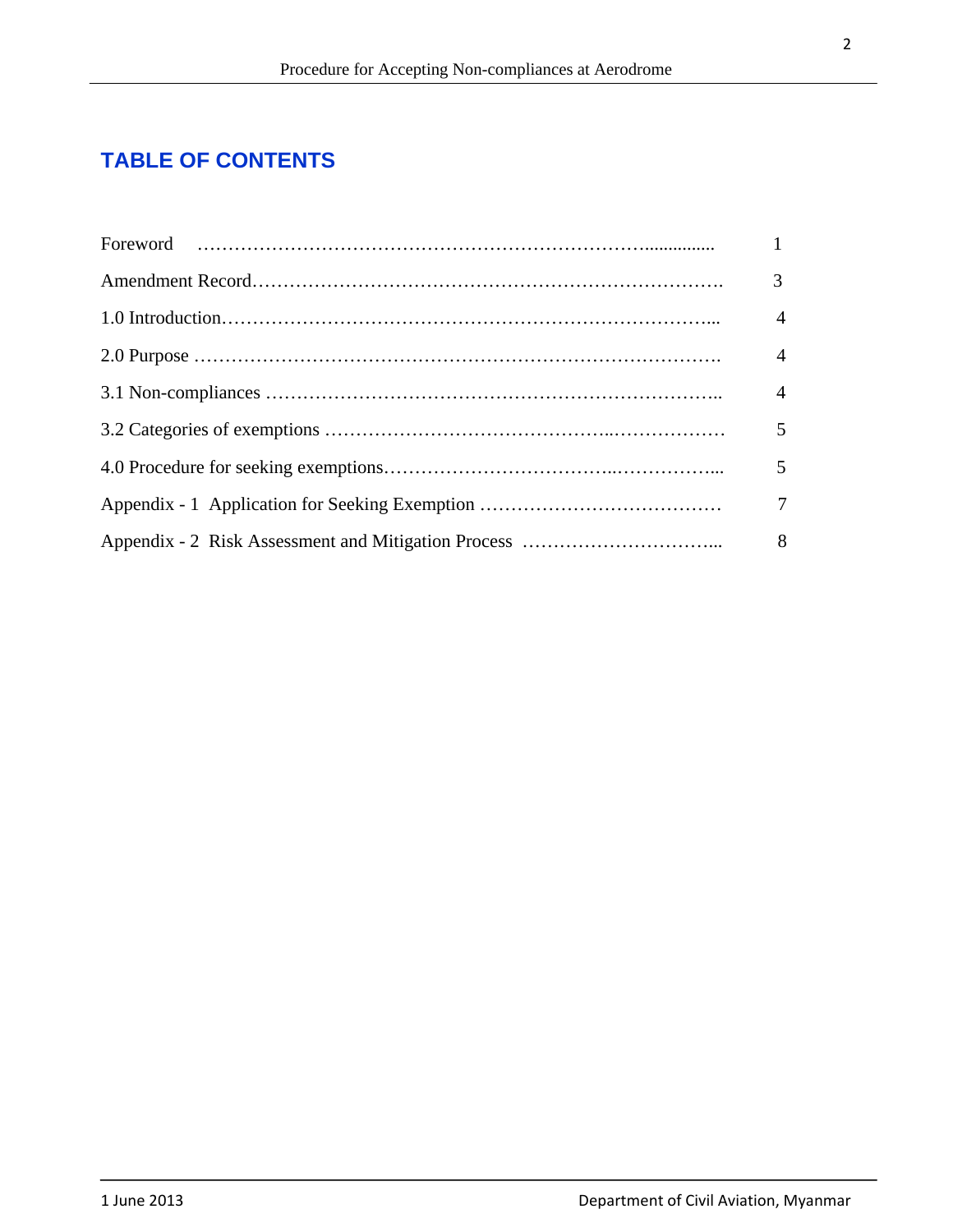## TABLE OF CONTENTS

| | |
|---|---|
| Foreword | 1 |
| Amendment Record | 3 |
| 1.0 Introduction | 4 |
| 2.0 Purpose | 4 |
| 3.1 Non-compliances | 4 |
| 3.2 Categories of exemptions | 5 |
| 4.0 Procedure for seeking exemptions | 5 |
| Appendix - 1 Application for Seeking Exemption | 7 |
| Appendix - 2 Risk Assessment and Mitigation Process | 8 |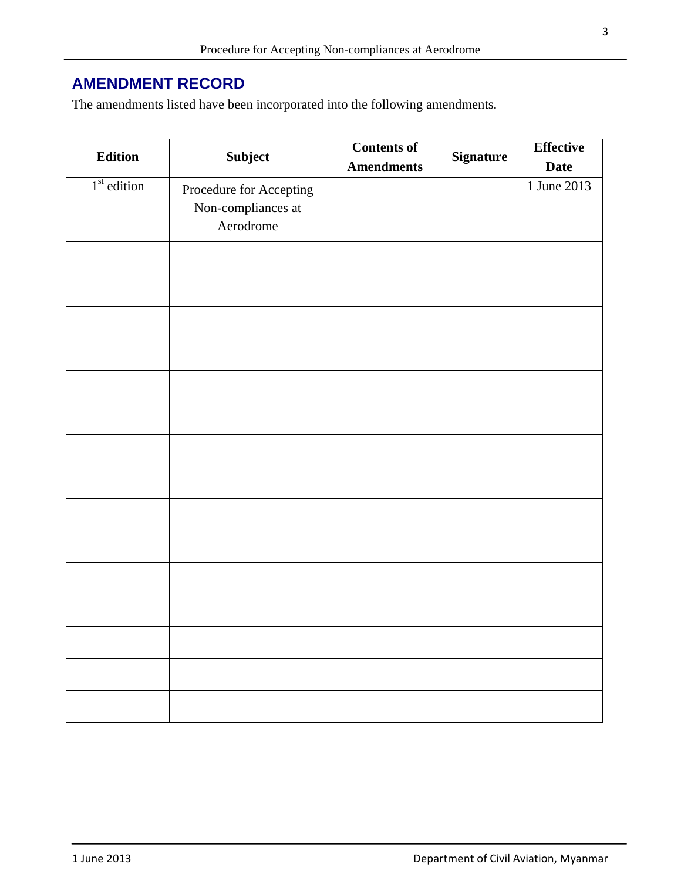## AMENDMENT RECORD

The amendments listed have been incorporated into the following amendments.

| Edition | Subject | Contents of Amendments | Signature | Effective Date |
|---|---|---|---|---|
| 1st edition | Procedure for Accepting Non-compliances at Aerodrome | | | 1 June 2013 |
| | | | | |
| | | | | |
| | | | | |
| | | | | |
| | | | | |
| | | | | |
| | | | | |
| | | | | |
| | | | | |
| | | | | |
| | | | | |
| | | | | |
| | | | | |
| | | | | |
| | | | | |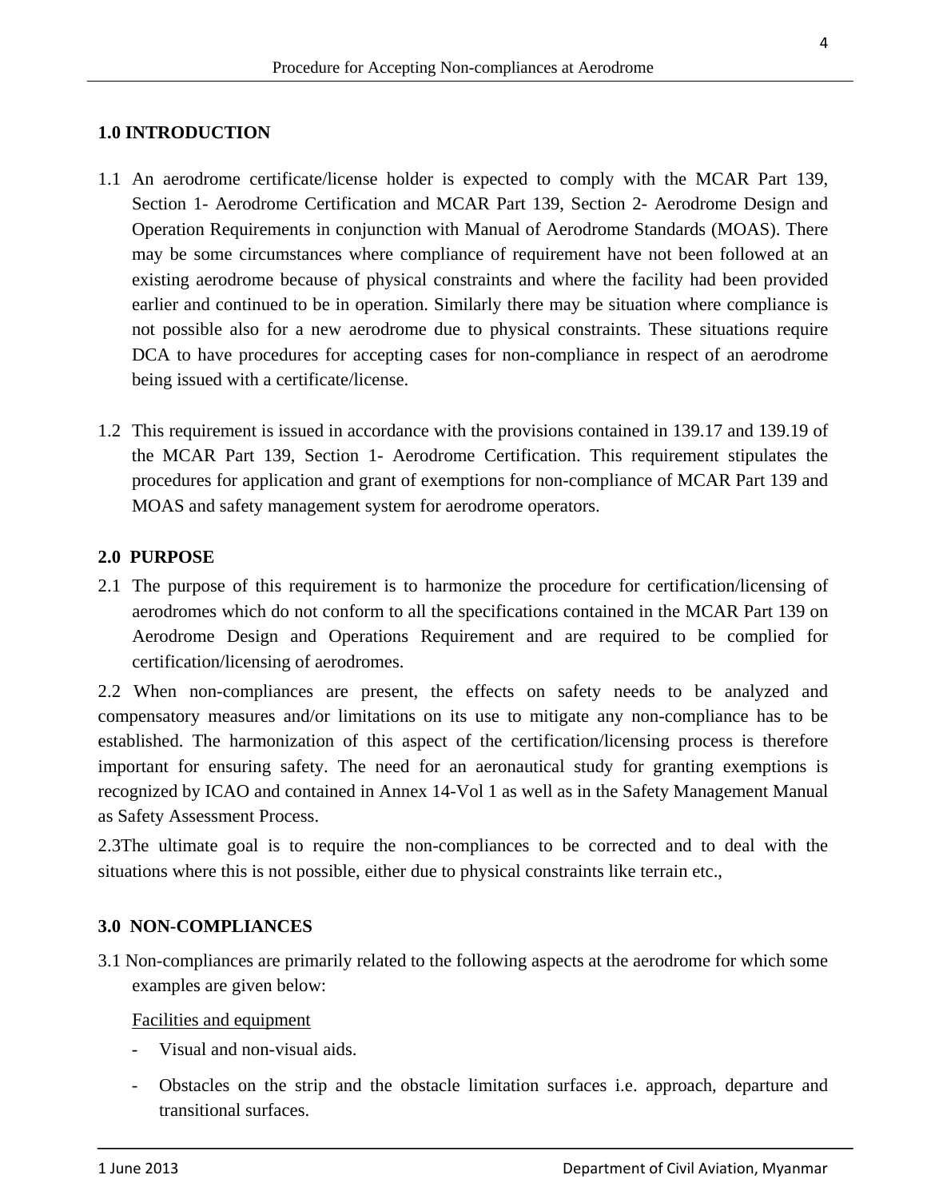## 1.0 INTRODUCTION

1.1 An aerodrome certificate/license holder is expected to comply with the MCAR Part 139, Section 1- Aerodrome Certification and MCAR Part 139, Section 2- Aerodrome Design and Operation Requirements in conjunction with Manual of Aerodrome Standards (MOAS). There may be some circumstances where compliance of requirement have not been followed at an existing aerodrome because of physical constraints and where the facility had been provided earlier and continued to be in operation. Similarly there may be situation where compliance is not possible also for a new aerodrome due to physical constraints. These situations require DCA to have procedures for accepting cases for non-compliance in respect of an aerodrome being issued with a certificate/license.

1.2 This requirement is issued in accordance with the provisions contained in 139.17 and 139.19 of the MCAR Part 139, Section 1- Aerodrome Certification. This requirement stipulates the procedures for application and grant of exemptions for non-compliance of MCAR Part 139 and MOAS and safety management system for aerodrome operators.

## 2.0 PURPOSE

2.1 The purpose of this requirement is to harmonize the procedure for certification/licensing of aerodromes which do not conform to all the specifications contained in the MCAR Part 139 on Aerodrome Design and Operations Requirement and are required to be complied for certification/licensing of aerodromes.

2.2 When non-compliances are present, the effects on safety needs to be analyzed and compensatory measures and/or limitations on its use to mitigate any non-compliance has to be established. The harmonization of this aspect of the certification/licensing process is therefore important for ensuring safety. The need for an aeronautical study for granting exemptions is recognized by ICAO and contained in Annex 14-Vol 1 as well as in the Safety Management Manual as Safety Assessment Process.

2.3The ultimate goal is to require the non-compliances to be corrected and to deal with the situations where this is not possible, either due to physical constraints like terrain etc.,

## 3.0 NON-COMPLIANCES

3.1 Non-compliances are primarily related to the following aspects at the aerodrome for which some examples are given below:

Facilities and equipment

- Visual and non-visual aids.
- Obstacles on the strip and the obstacle limitation surfaces i.e. approach, departure and transitional surfaces.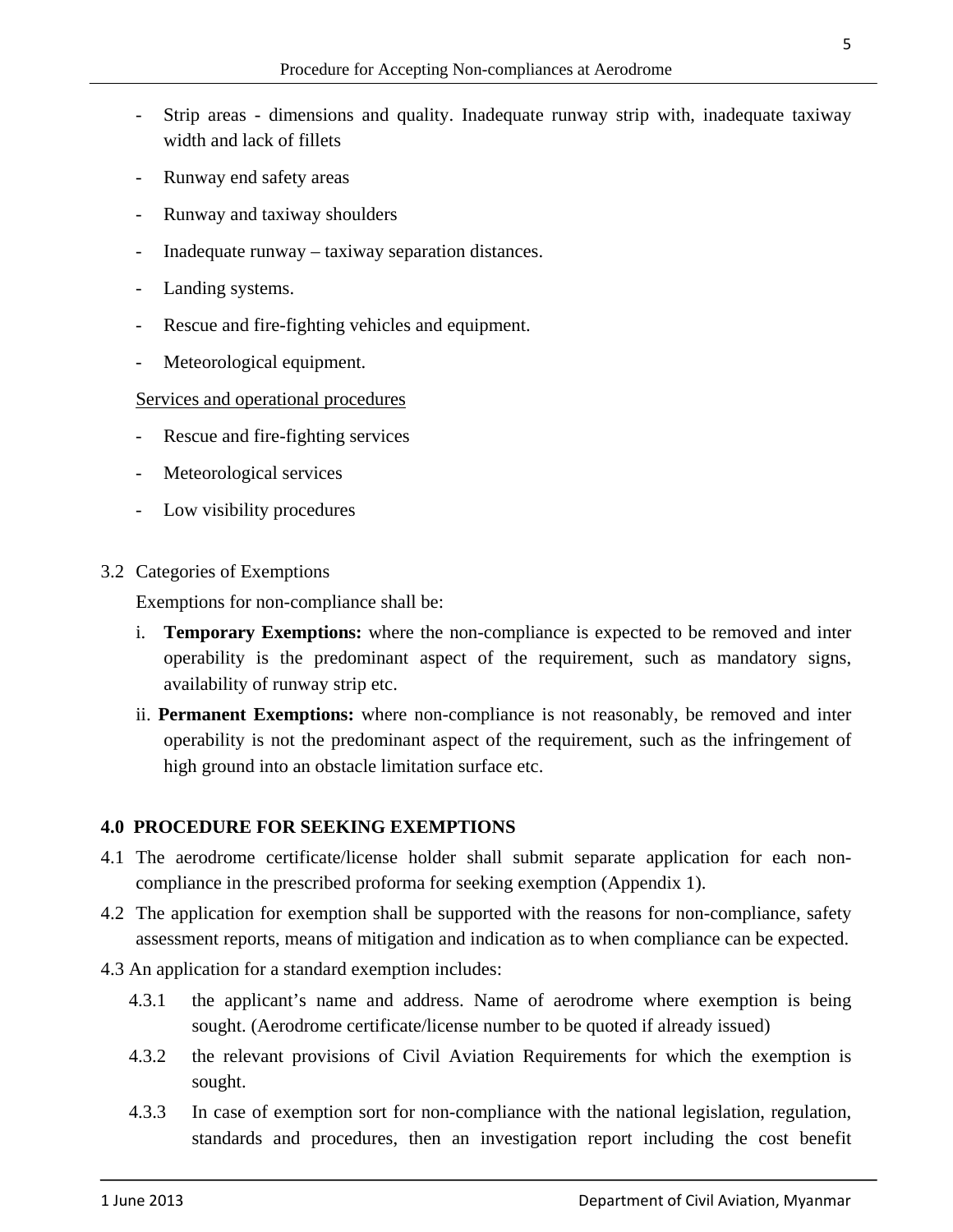- Strip areas - dimensions and quality. Inadequate runway strip with, inadequate taxiway width and lack of fillets
- Runway end safety areas
- Runway and taxiway shoulders
- Inadequate runway – taxiway separation distances.
- Landing systems.
- Rescue and fire-fighting vehicles and equipment.
- Meteorological equipment.

<u>Services and operational procedures</u>

- Rescue and fire-fighting services
- Meteorological services
- Low visibility procedures

3.2 Categories of Exemptions

Exemptions for non-compliance shall be:

i. **Temporary Exemptions:** where the non-compliance is expected to be removed and inter operability is the predominant aspect of the requirement, such as mandatory signs, availability of runway strip etc.

ii. **Permanent Exemptions:** where non-compliance is not reasonably, be removed and inter operability is not the predominant aspect of the requirement, such as the infringement of high ground into an obstacle limitation surface etc.

## 4.0 PROCEDURE FOR SEEKING EXEMPTIONS

4.1 The aerodrome certificate/license holder shall submit separate application for each non-compliance in the prescribed proforma for seeking exemption (Appendix 1).

4.2 The application for exemption shall be supported with the reasons for non-compliance, safety assessment reports, means of mitigation and indication as to when compliance can be expected.

4.3 An application for a standard exemption includes:

4.3.1 the applicant's name and address. Name of aerodrome where exemption is being sought. (Aerodrome certificate/license number to be quoted if already issued)

4.3.2 the relevant provisions of Civil Aviation Requirements for which the exemption is sought.

4.3.3 In case of exemption sort for non-compliance with the national legislation, regulation, standards and procedures, then an investigation report including the cost benefit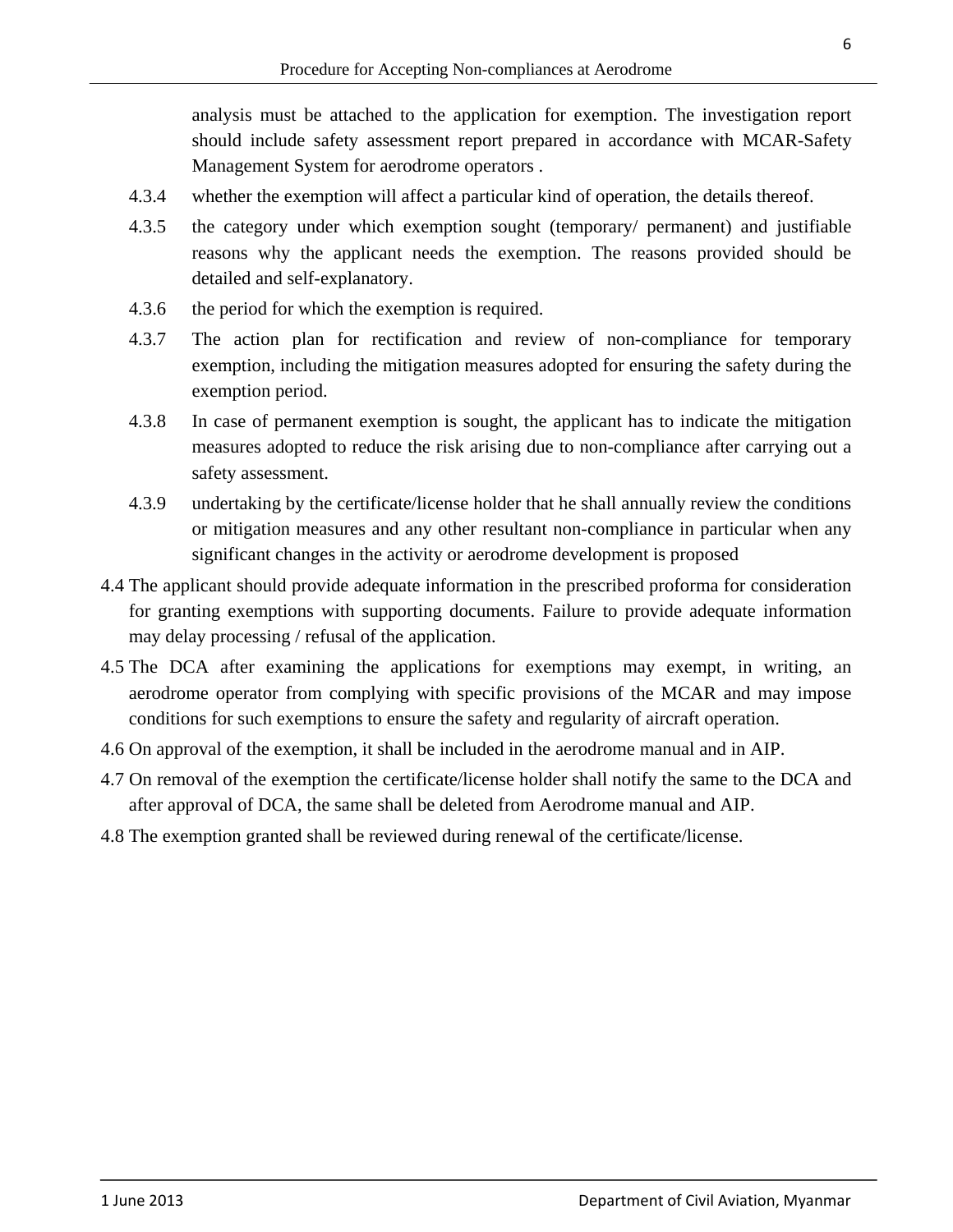analysis must be attached to the application for exemption. The investigation report should include safety assessment report prepared in accordance with MCAR-Safety Management System for aerodrome operators .

4.3.4 whether the exemption will affect a particular kind of operation, the details thereof.

4.3.5 the category under which exemption sought (temporary/ permanent) and justifiable reasons why the applicant needs the exemption. The reasons provided should be detailed and self-explanatory.

4.3.6 the period for which the exemption is required.

4.3.7 The action plan for rectification and review of non-compliance for temporary exemption, including the mitigation measures adopted for ensuring the safety during the exemption period.

4.3.8 In case of permanent exemption is sought, the applicant has to indicate the mitigation measures adopted to reduce the risk arising due to non-compliance after carrying out a safety assessment.

4.3.9 undertaking by the certificate/license holder that he shall annually review the conditions or mitigation measures and any other resultant non-compliance in particular when any significant changes in the activity or aerodrome development is proposed

4.4 The applicant should provide adequate information in the prescribed proforma for consideration for granting exemptions with supporting documents. Failure to provide adequate information may delay processing / refusal of the application.

4.5 The DCA after examining the applications for exemptions may exempt, in writing, an aerodrome operator from complying with specific provisions of the MCAR and may impose conditions for such exemptions to ensure the safety and regularity of aircraft operation.

4.6 On approval of the exemption, it shall be included in the aerodrome manual and in AIP.

4.7 On removal of the exemption the certificate/license holder shall notify the same to the DCA and after approval of DCA, the same shall be deleted from Aerodrome manual and AIP.

4.8 The exemption granted shall be reviewed during renewal of the certificate/license.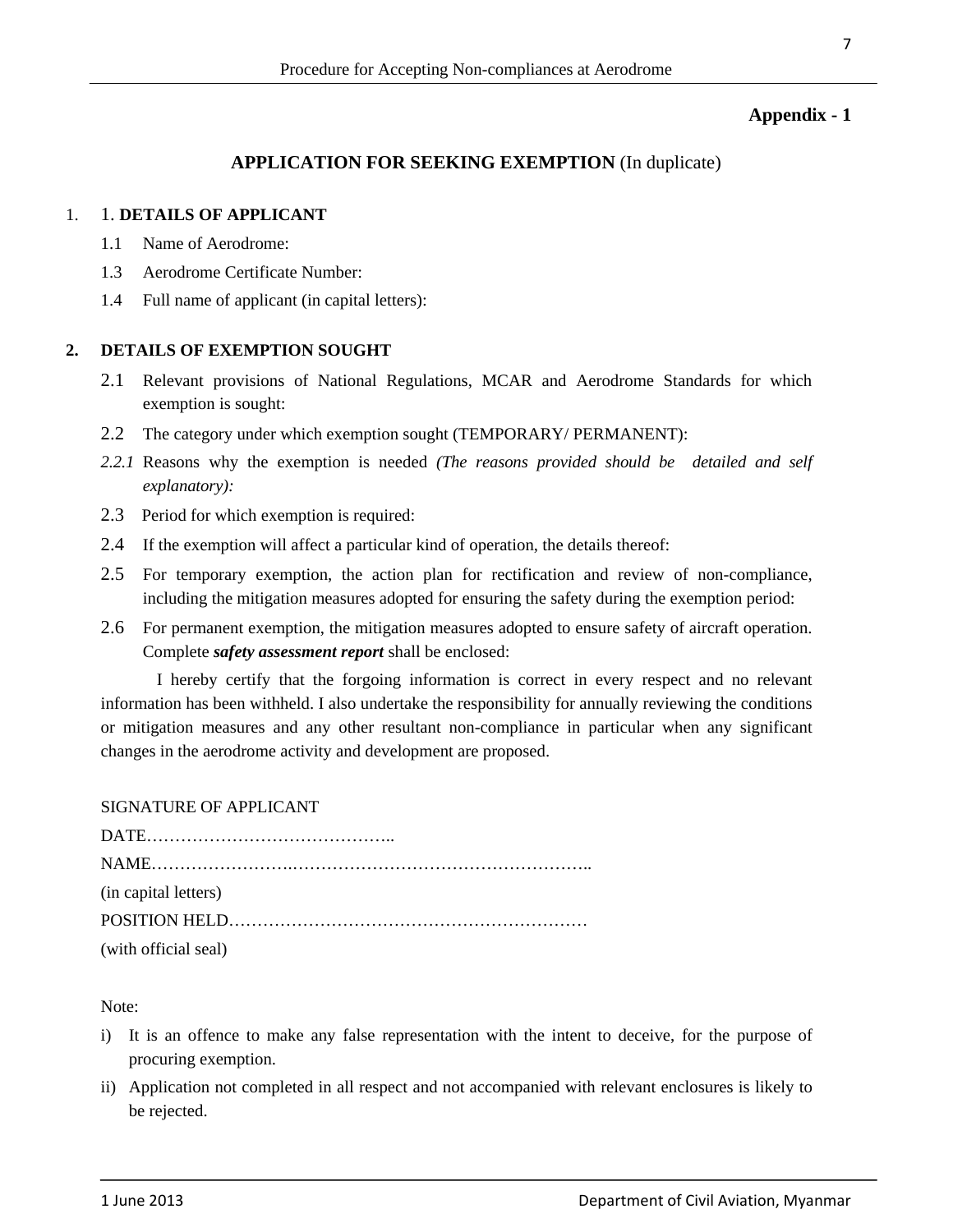**Appendix - 1**

## APPLICATION FOR SEEKING EXEMPTION (In duplicate)

1. 1. **DETAILS OF APPLICANT**

   1.1 Name of Aerodrome:

   1.3 Aerodrome Certificate Number:

   1.4 Full name of applicant (in capital letters):

2. **DETAILS OF EXEMPTION SOUGHT**

   2.1 Relevant provisions of National Regulations, MCAR and Aerodrome Standards for which exemption is sought:

   2.2 The category under which exemption sought (TEMPORARY/ PERMANENT):

   *2.2.1* Reasons why the exemption is needed *(The reasons provided should be detailed and self explanatory):*

   2.3 Period for which exemption is required:

   2.4 If the exemption will affect a particular kind of operation, the details thereof:

   2.5 For temporary exemption, the action plan for rectification and review of non-compliance, including the mitigation measures adopted for ensuring the safety during the exemption period:

   2.6 For permanent exemption, the mitigation measures adopted to ensure safety of aircraft operation. Complete ***safety assessment report*** shall be enclosed:

I hereby certify that the forgoing information is correct in every respect and no relevant information has been withheld. I also undertake the responsibility for annually reviewing the conditions or mitigation measures and any other resultant non-compliance in particular when any significant changes in the aerodrome activity and development are proposed.

SIGNATURE OF APPLICANT

DATE……………………………………..

NAME……………………..……………………………………………..

(in capital letters)

POSITION HELD………………………………………………………

(with official seal)

Note:

i) It is an offence to make any false representation with the intent to deceive, for the purpose of procuring exemption.

ii) Application not completed in all respect and not accompanied with relevant enclosures is likely to be rejected.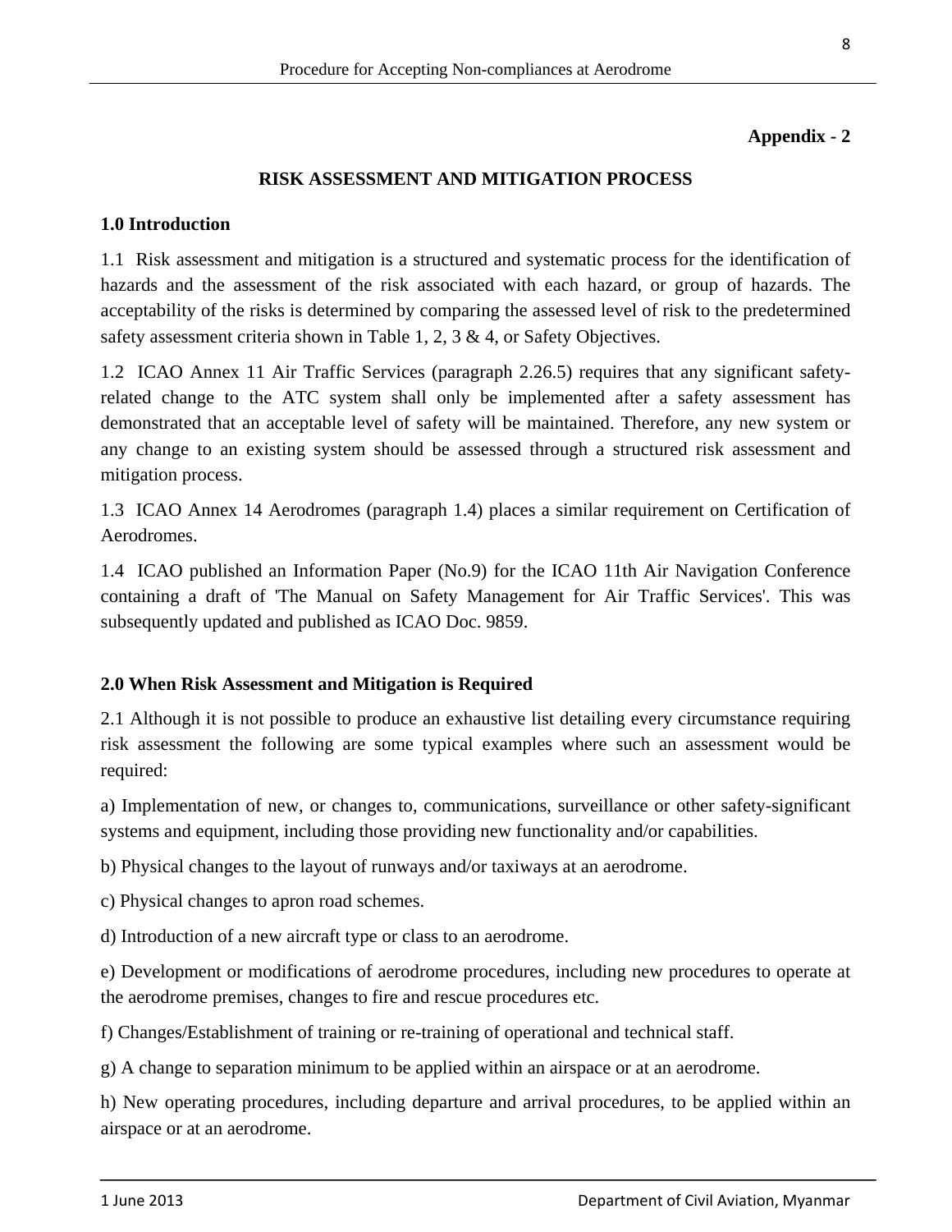**Appendix - 2**

## RISK ASSESSMENT AND MITIGATION PROCESS

### 1.0 Introduction

1.1 Risk assessment and mitigation is a structured and systematic process for the identification of hazards and the assessment of the risk associated with each hazard, or group of hazards. The acceptability of the risks is determined by comparing the assessed level of risk to the predetermined safety assessment criteria shown in Table 1, 2, 3 & 4, or Safety Objectives.

1.2 ICAO Annex 11 Air Traffic Services (paragraph 2.26.5) requires that any significant safety-related change to the ATC system shall only be implemented after a safety assessment has demonstrated that an acceptable level of safety will be maintained. Therefore, any new system or any change to an existing system should be assessed through a structured risk assessment and mitigation process.

1.3 ICAO Annex 14 Aerodromes (paragraph 1.4) places a similar requirement on Certification of Aerodromes.

1.4 ICAO published an Information Paper (No.9) for the ICAO 11th Air Navigation Conference containing a draft of 'The Manual on Safety Management for Air Traffic Services'. This was subsequently updated and published as ICAO Doc. 9859.

### 2.0 When Risk Assessment and Mitigation is Required

2.1 Although it is not possible to produce an exhaustive list detailing every circumstance requiring risk assessment the following are some typical examples where such an assessment would be required:

a) Implementation of new, or changes to, communications, surveillance or other safety-significant systems and equipment, including those providing new functionality and/or capabilities.

b) Physical changes to the layout of runways and/or taxiways at an aerodrome.

c) Physical changes to apron road schemes.

d) Introduction of a new aircraft type or class to an aerodrome.

e) Development or modifications of aerodrome procedures, including new procedures to operate at the aerodrome premises, changes to fire and rescue procedures etc.

f) Changes/Establishment of training or re-training of operational and technical staff.

g) A change to separation minimum to be applied within an airspace or at an aerodrome.

h) New operating procedures, including departure and arrival procedures, to be applied within an airspace or at an aerodrome.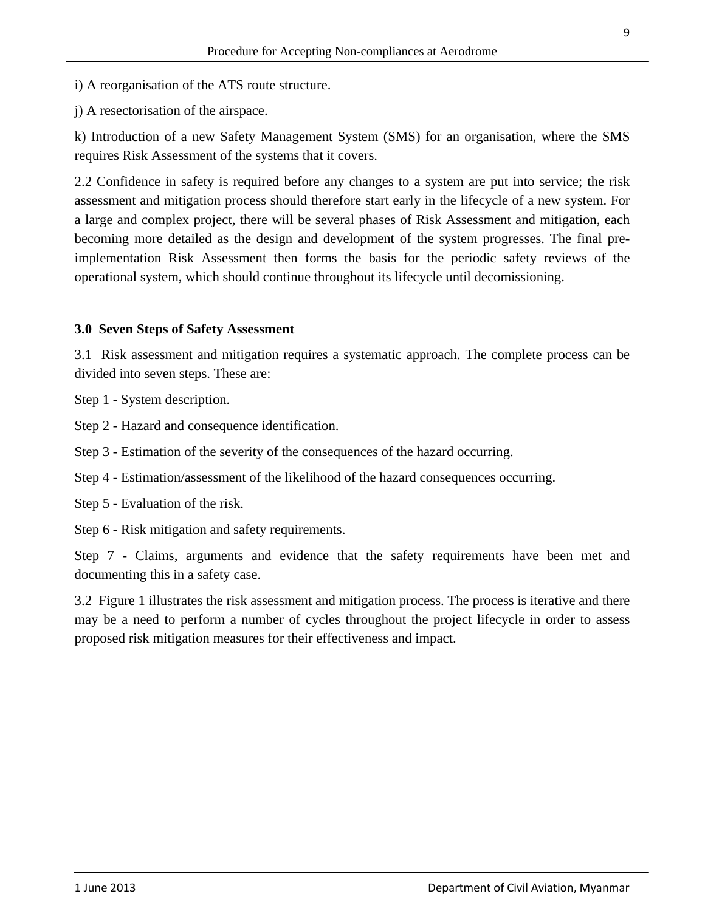i) A reorganisation of the ATS route structure.

j) A resectorisation of the airspace.

k) Introduction of a new Safety Management System (SMS) for an organisation, where the SMS requires Risk Assessment of the systems that it covers.

2.2 Confidence in safety is required before any changes to a system are put into service; the risk assessment and mitigation process should therefore start early in the lifecycle of a new system. For a large and complex project, there will be several phases of Risk Assessment and mitigation, each becoming more detailed as the design and development of the system progresses. The final pre-implementation Risk Assessment then forms the basis for the periodic safety reviews of the operational system, which should continue throughout its lifecycle until decomissioning.

### 3.0 Seven Steps of Safety Assessment

3.1 Risk assessment and mitigation requires a systematic approach. The complete process can be divided into seven steps. These are:

Step 1 - System description.

Step 2 - Hazard and consequence identification.

Step 3 - Estimation of the severity of the consequences of the hazard occurring.

Step 4 - Estimation/assessment of the likelihood of the hazard consequences occurring.

Step 5 - Evaluation of the risk.

Step 6 - Risk mitigation and safety requirements.

Step 7 - Claims, arguments and evidence that the safety requirements have been met and documenting this in a safety case.

3.2 Figure 1 illustrates the risk assessment and mitigation process. The process is iterative and there may be a need to perform a number of cycles throughout the project lifecycle in order to assess proposed risk mitigation measures for their effectiveness and impact.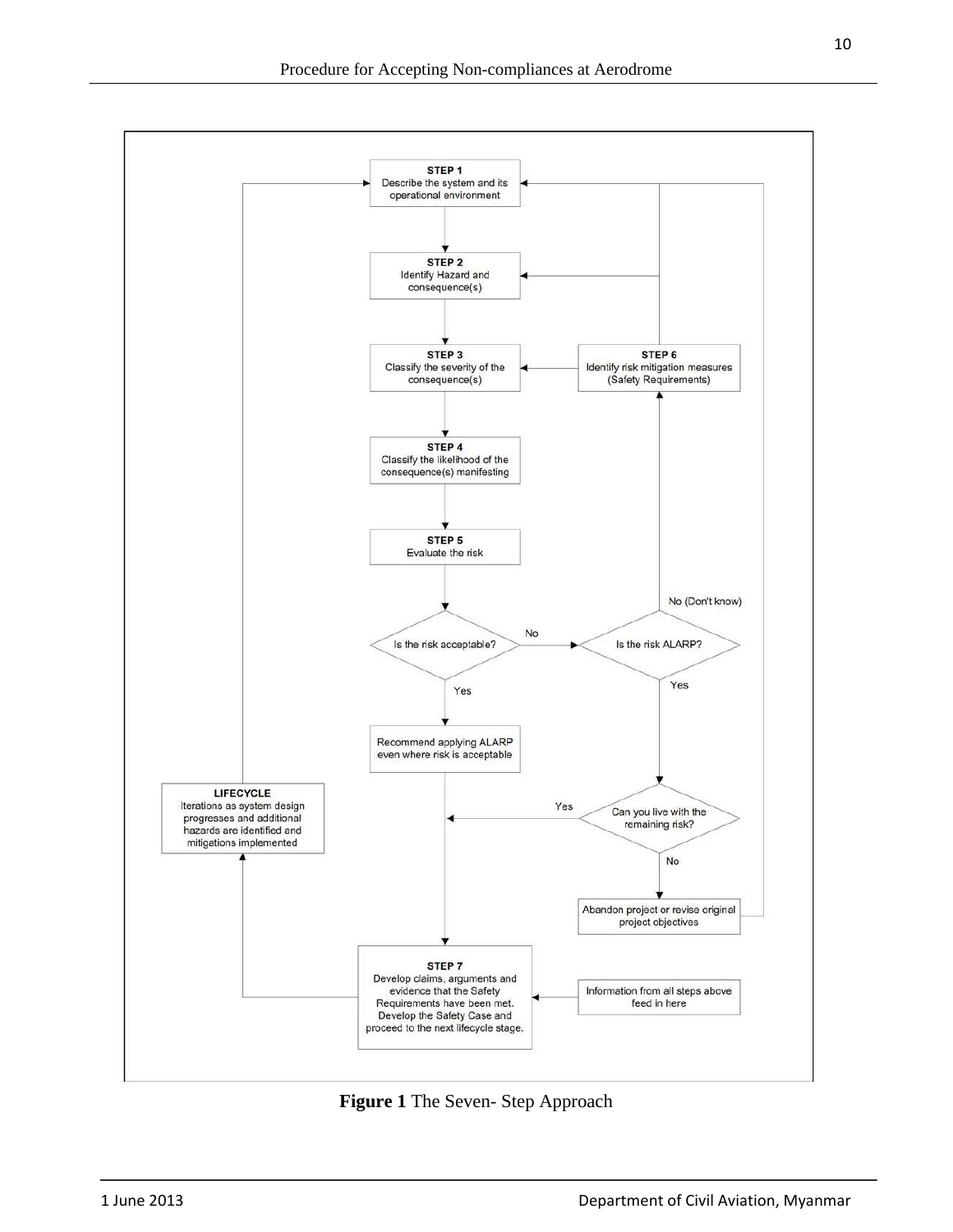**STEP 1**
Describe the system and its operational environment

**STEP 2**
Identify Hazard and consequence(s)

**STEP 3**
Classify the severity of the consequence(s)

**STEP 4**
Classify the likelihood of the consequence(s) manifesting

**STEP 5**
Evaluate the risk

Is the risk acceptable?

No

Is the risk ALARP?

No (Don't know)

**STEP 6**
Identify risk mitigation measures (Safety Requirements)

Yes

Yes

Recommend applying ALARP even where risk is acceptable

Can you live with the remaining risk?

Yes

No

Abandon project or revise original project objectives

**LIFECYCLE**
Iterations as system design progresses and additional hazards are identified and mitigations implemented

**STEP 7**
Develop claims, arguments and evidence that the Safety Requirements have been met. Develop the Safety Case and proceed to the next lifecycle stage.

Information from all steps above feed in here

**Figure 1** The Seven- Step Approach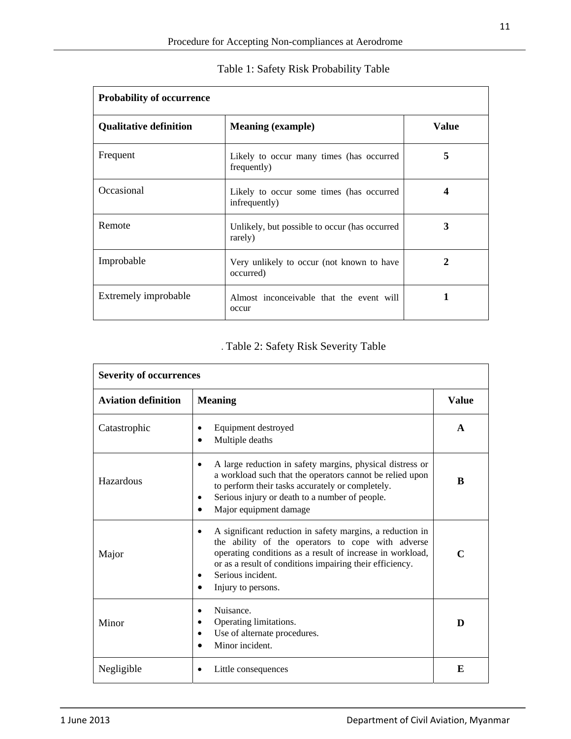Table 1: Safety Risk Probability Table

| Probability of occurrence | | |
|---|---|---|
| **Qualitative definition** | **Meaning (example)** | **Value** |
| Frequent | Likely to occur many times (has occurred frequently) | **5** |
| Occasional | Likely to occur some times (has occurred infrequently) | **4** |
| Remote | Unlikely, but possible to occur (has occurred rarely) | **3** |
| Improbable | Very unlikely to occur (not known to have occurred) | **2** |
| Extremely improbable | Almost inconceivable that the event will occur | **1** |

. Table 2: Safety Risk Severity Table

| Severity of occurrences | | |
|---|---|---|
| **Aviation definition** | **Meaning** | **Value** |
| Catastrophic | • Equipment destroyed<br>• Multiple deaths | **A** |
| Hazardous | • A large reduction in safety margins, physical distress or a workload such that the operators cannot be relied upon to perform their tasks accurately or completely.<br>• Serious injury or death to a number of people.<br>• Major equipment damage | **B** |
| Major | • A significant reduction in safety margins, a reduction in the ability of the operators to cope with adverse operating conditions as a result of increase in workload, or as a result of conditions impairing their efficiency.<br>• Serious incident.<br>• Injury to persons. | **C** |
| Minor | • Nuisance.<br>• Operating limitations.<br>• Use of alternate procedures.<br>• Minor incident. | **D** |
| Negligible | • Little consequences | **E** |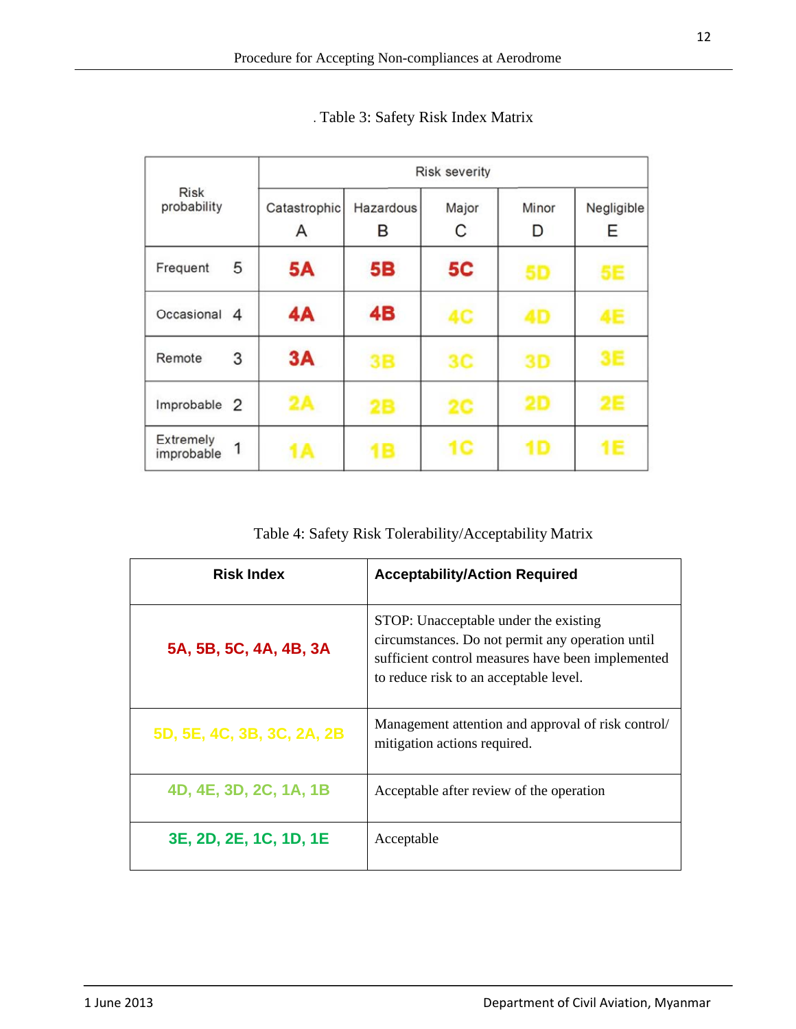. Table 3: Safety Risk Index Matrix

| Risk probability | | Risk severity | | | | |
|---|---|---|---|---|---|---|
| | | Catastrophic A | Hazardous B | Major C | Minor D | Negligible E |
| Frequent | 5 | 5A | 5B | 5C | 5D | 5E |
| Occasional | 4 | 4A | 4B | 4C | 4D | 4E |
| Remote | 3 | 3A | 3B | 3C | 3D | 3E |
| Improbable | 2 | 2A | 2B | 2C | 2D | 2E |
| Extremely improbable | 1 | 1A | 1B | 1C | 1D | 1E |

Table 4: Safety Risk Tolerability/Acceptability Matrix

| Risk Index | Acceptability/Action Required |
|---|---|
| 5A, 5B, 5C, 4A, 4B, 3A | STOP: Unacceptable under the existing circumstances. Do not permit any operation until sufficient control measures have been implemented to reduce risk to an acceptable level. |
| 5D, 5E, 4C, 3B, 3C, 2A, 2B | Management attention and approval of risk control/ mitigation actions required. |
| 4D, 4E, 3D, 2C, 1A, 1B | Acceptable after review of the operation |
| 3E, 2D, 2E, 1C, 1D, 1E | Acceptable |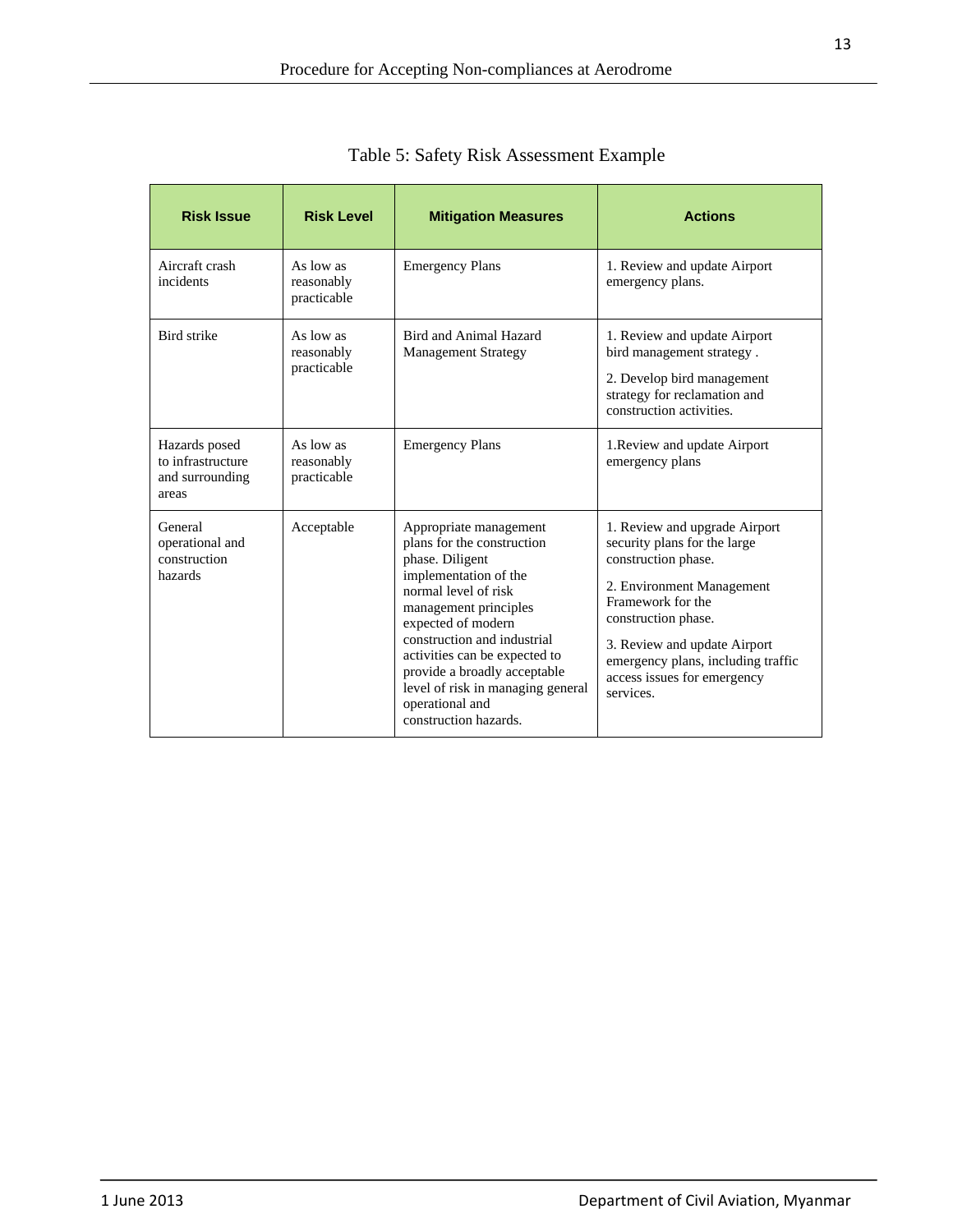Table 5: Safety Risk Assessment Example

| Risk Issue | Risk Level | Mitigation Measures | Actions |
|---|---|---|---|
| Aircraft crash incidents | As low as reasonably practicable | Emergency Plans | 1. Review and update Airport emergency plans. |
| Bird strike | As low as reasonably practicable | Bird and Animal Hazard Management Strategy | 1. Review and update Airport bird management strategy . 2. Develop bird management strategy for reclamation and construction activities. |
| Hazards posed to infrastructure and surrounding areas | As low as reasonably practicable | Emergency Plans | 1.Review and update Airport emergency plans |
| General operational and construction hazards | Acceptable | Appropriate management plans for the construction phase. Diligent implementation of the normal level of risk management principles expected of modern construction and industrial activities can be expected to provide a broadly acceptable level of risk in managing general operational and construction hazards. | 1. Review and upgrade Airport security plans for the large construction phase. 2. Environment Management Framework for the construction phase. 3. Review and update Airport emergency plans, including traffic access issues for emergency services. |